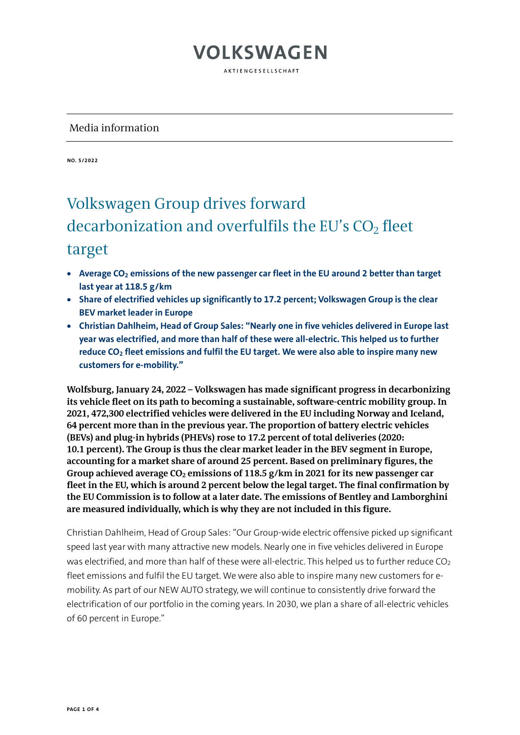# VOLKSWAGEN

AKTIENGESELLSCHAFT

Media information

**NO. 5/2022**

# Volkswagen Group drives forward decarbonization and overfulfils the EU's $CO_2$ fleet target

- **Average $CO_2$ emissions of the new passenger car fleet in the EU around 2 better than target last year at 118.5 g/km**
- **Share of electrified vehicles up significantly to 17.2 percent; Volkswagen Group is the clear BEV market leader in Europe**
- **Christian Dahlheim, Head of Group Sales: "Nearly one in five vehicles delivered in Europe last year was electrified, and more than half of these were all-electric. This helped us to further reduce $CO_2$ fleet emissions and fulfil the EU target. We were also able to inspire many new customers for e-mobility."**

**Wolfsburg, January 24, 2022 – Volkswagen has made significant progress in decarbonizing its vehicle fleet on its path to becoming a sustainable, software-centric mobility group. In 2021, 472,300 electrified vehicles were delivered in the EU including Norway and Iceland, 64 percent more than in the previous year. The proportion of battery electric vehicles (BEVs) and plug-in hybrids (PHEVs) rose to 17.2 percent of total deliveries (2020: 10.1 percent). The Group is thus the clear market leader in the BEV segment in Europe, accounting for a market share of around 25 percent. Based on preliminary figures, the Group achieved average $CO_2$ emissions of 118.5 g/km in 2021 for its new passenger car fleet in the EU, which is around 2 percent below the legal target. The final confirmation by the EU Commission is to follow at a later date. The emissions of Bentley and Lamborghini are measured individually, which is why they are not included in this figure.**

Christian Dahlheim, Head of Group Sales: "Our Group-wide electric offensive picked up significant speed last year with many attractive new models. Nearly one in five vehicles delivered in Europe was electrified, and more than half of these were all-electric. This helped us to further reduce $CO_2$ fleet emissions and fulfil the EU target. We were also able to inspire many new customers for e-mobility. As part of our NEW AUTO strategy, we will continue to consistently drive forward the electrification of our portfolio in the coming years. In 2030, we plan a share of all-electric vehicles of 60 percent in Europe."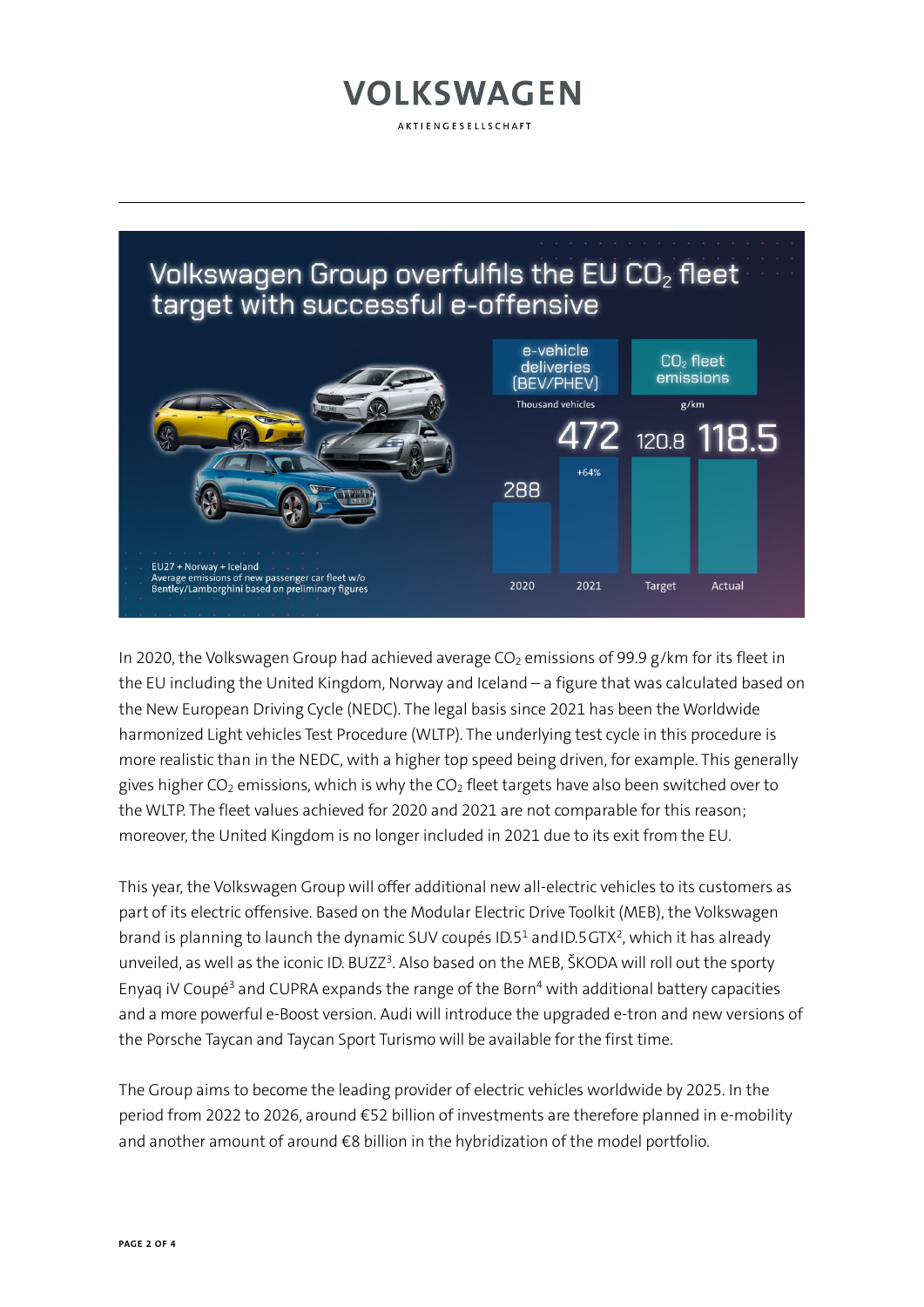## Volkswagen Group overfulfils the EU $CO_2$ fleet target with successful e-offensive

| e-vehicle deliveries (BEV/PHEV), Thousand vehicles | |
|---|---|
| 2020 | 288 |
| 2021 | 472 (+64%) |

| $CO_2$ fleet emissions, g/km | |
|---|---|
| Target | 120.8 |
| Actual | 118.5 |

EU27 + Norway + Iceland
Average emissions of new passenger car fleet w/o Bentley/Lamborghini based on preliminary figures

In 2020, the Volkswagen Group had achieved average $CO_2$ emissions of 99.9 g/km for its fleet in the EU including the United Kingdom, Norway and Iceland – a figure that was calculated based on the New European Driving Cycle (NEDC). The legal basis since 2021 has been the Worldwide harmonized Light vehicles Test Procedure (WLTP). The underlying test cycle in this procedure is more realistic than in the NEDC, with a higher top speed being driven, for example. This generally gives higher $CO_2$ emissions, which is why the $CO_2$ fleet targets have also been switched over to the WLTP. The fleet values achieved for 2020 and 2021 are not comparable for this reason; moreover, the United Kingdom is no longer included in 2021 due to its exit from the EU.

This year, the Volkswagen Group will offer additional new all-electric vehicles to its customers as part of its electric offensive. Based on the Modular Electric Drive Toolkit (MEB), the Volkswagen brand is planning to launch the dynamic SUV coupés ID.5[1] and ID.5 GTX[2], which it has already unveiled, as well as the iconic ID. BUZZ[3]. Also based on the MEB, ŠKODA will roll out the sporty Enyaq iV Coupé[3] and CUPRA expands the range of the Born[4] with additional battery capacities and a more powerful e-Boost version. Audi will introduce the upgraded e-tron and new versions of the Porsche Taycan and Taycan Sport Turismo will be available for the first time.

The Group aims to become the leading provider of electric vehicles worldwide by 2025. In the period from 2022 to 2026, around €52 billion of investments are therefore planned in e-mobility and another amount of around €8 billion in the hybridization of the model portfolio.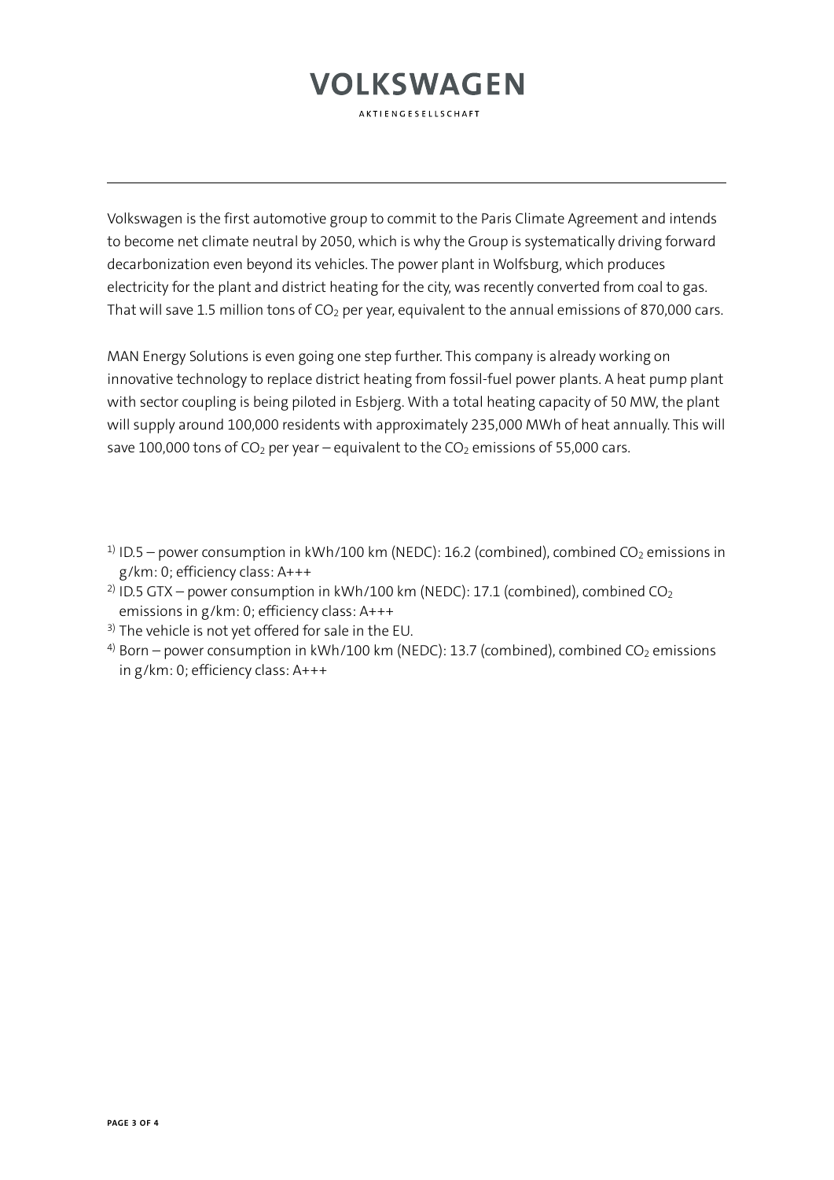Volkswagen is the first automotive group to commit to the Paris Climate Agreement and intends to become net climate neutral by 2050, which is why the Group is systematically driving forward decarbonization even beyond its vehicles. The power plant in Wolfsburg, which produces electricity for the plant and district heating for the city, was recently converted from coal to gas. That will save 1.5 million tons of $CO_2$ per year, equivalent to the annual emissions of 870,000 cars.

MAN Energy Solutions is even going one step further. This company is already working on innovative technology to replace district heating from fossil-fuel power plants. A heat pump plant with sector coupling is being piloted in Esbjerg. With a total heating capacity of 50 MW, the plant will supply around 100,000 residents with approximately 235,000 MWh of heat annually. This will save 100,000 tons of $CO_2$ per year – equivalent to the $CO_2$ emissions of 55,000 cars.

[1)] ID.5 – power consumption in kWh/100 km (NEDC): 16.2 (combined), combined $CO_2$ emissions in g/km: 0; efficiency class: A+++
[2)] ID.5 GTX – power consumption in kWh/100 km (NEDC): 17.1 (combined), combined $CO_2$ emissions in g/km: 0; efficiency class: A+++
[3)] The vehicle is not yet offered for sale in the EU.
[4)] Born – power consumption in kWh/100 km (NEDC): 13.7 (combined), combined $CO_2$ emissions in g/km: 0; efficiency class: A+++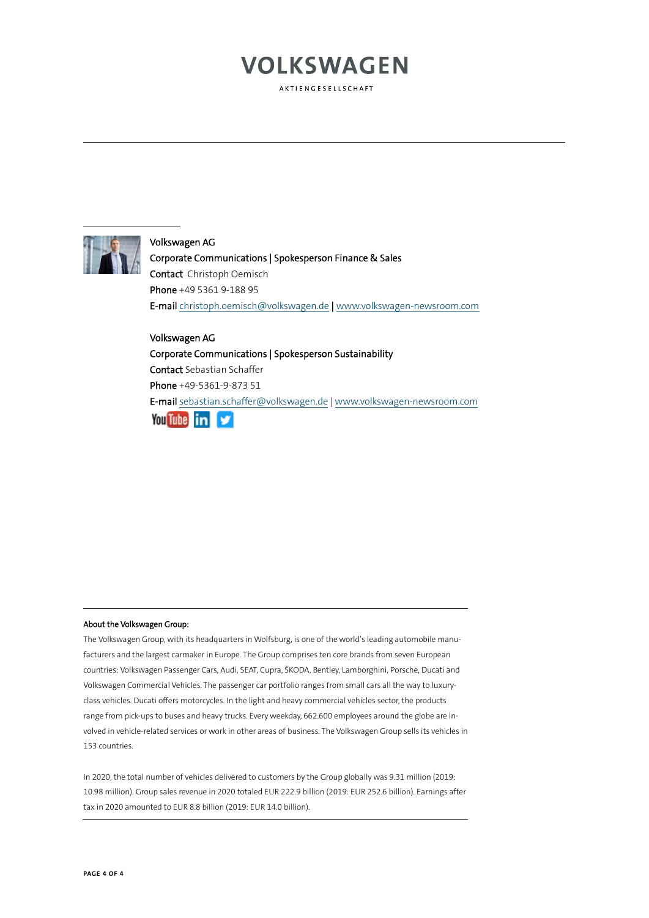**Volkswagen AG**
**Corporate Communications | Spokesperson Finance & Sales**
**Contact** Christoph Oemisch
**Phone** +49 5361 9-188 95
**E-mail** christoph.oemisch@volkswagen.de | www.volkswagen-newsroom.com

**Volkswagen AG**
**Corporate Communications | Spokesperson Sustainability**
**Contact** Sebastian Schaffer
**Phone** +49-5361-9-873 51
**E-mail** sebastian.schaffer@volkswagen.de | www.volkswagen-newsroom.com

**About the Volkswagen Group:**

The Volkswagen Group, with its headquarters in Wolfsburg, is one of the world's leading automobile manufacturers and the largest carmaker in Europe. The Group comprises ten core brands from seven European countries: Volkswagen Passenger Cars, Audi, SEAT, Cupra, ŠKODA, Bentley, Lamborghini, Porsche, Ducati and Volkswagen Commercial Vehicles. The passenger car portfolio ranges from small cars all the way to luxury-class vehicles. Ducati offers motorcycles. In the light and heavy commercial vehicles sector, the products range from pick-ups to buses and heavy trucks. Every weekday, 662.600 employees around the globe are involved in vehicle-related services or work in other areas of business. The Volkswagen Group sells its vehicles in 153 countries.

In 2020, the total number of vehicles delivered to customers by the Group globally was 9.31 million (2019: 10.98 million). Group sales revenue in 2020 totaled EUR 222.9 billion (2019: EUR 252.6 billion). Earnings after tax in 2020 amounted to EUR 8.8 billion (2019: EUR 14.0 billion).